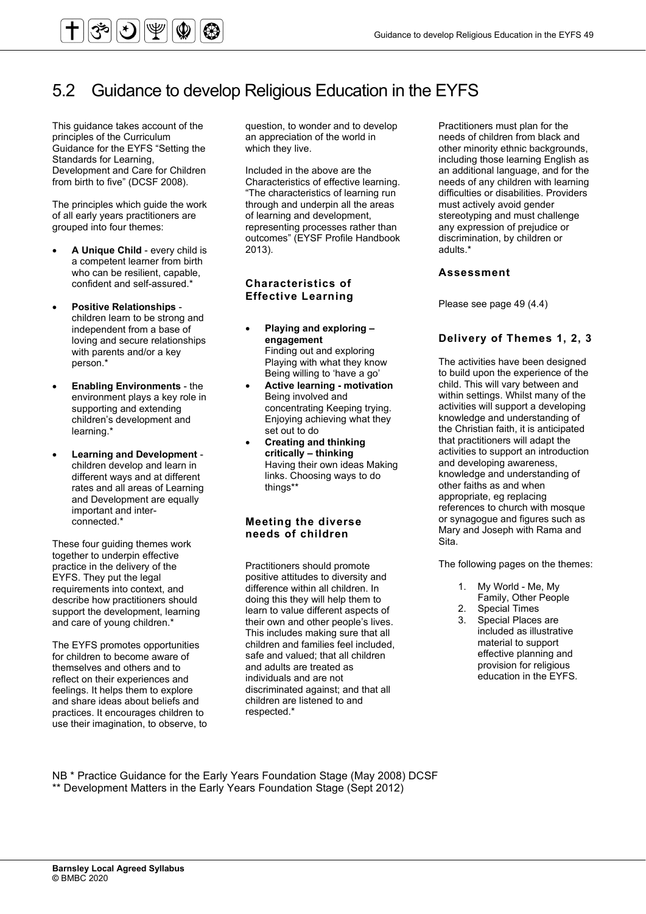# 5.2 Guidance to develop Religious Education in the EYFS

This guidance takes account of the principles of the Curriculum Guidance for the EYFS "Setting the Standards for Learning, Development and Care for Children from birth to five" (DCSF 2008).

The principles which guide the work of all early years practitioners are grouped into four themes:

- **A Unique Child** - every child is a competent learner from birth who can be resilient, capable, confident and self-assured.*
- **Positive Relationships** - children learn to be strong and independent from a base of loving and secure relationships with parents and/or a key person.*
- **Enabling Environments** - the environment plays a key role in supporting and extending children's development and learning.*
- **Learning and Development** - children develop and learn in different ways and at different rates and all areas of Learning and Development are equally important and inter-connected.*

These four guiding themes work together to underpin effective practice in the delivery of the EYFS. They put the legal requirements into context, and describe how practitioners should support the development, learning and care of young children.*

The EYFS promotes opportunities for children to become aware of themselves and others and to reflect on their experiences and feelings. It helps them to explore and share ideas about beliefs and practices. It encourages children to use their imagination, to observe, to question, to wonder and to develop an appreciation of the world in which they live.

Included in the above are the Characteristics of effective learning. "The characteristics of learning run through and underpin all the areas of learning and development, representing processes rather than outcomes" (EYSF Profile Handbook 2013).

### Characteristics of Effective Learning

- **Playing and exploring – engagement**
  Finding out and exploring
  Playing with what they know
  Being willing to 'have a go'
- **Active learning - motivation**
  Being involved and concentrating Keeping trying. Enjoying achieving what they set out to do
- **Creating and thinking critically – thinking**
  Having their own ideas Making links. Choosing ways to do things**

### Meeting the diverse needs of children

Practitioners should promote positive attitudes to diversity and difference within all children. In doing this they will help them to learn to value different aspects of their own and other people's lives. This includes making sure that all children and families feel included, safe and valued; that all children and adults are treated as individuals and are not discriminated against; and that all children are listened to and respected.*

Practitioners must plan for the needs of children from black and other minority ethnic backgrounds, including those learning English as an additional language, and for the needs of any children with learning difficulties or disabilities. Providers must actively avoid gender stereotyping and must challenge any expression of prejudice or discrimination, by children or adults.*

### Assessment

Please see page 49 (4.4)

### Delivery of Themes 1, 2, 3

The activities have been designed to build upon the experience of the child. This will vary between and within settings. Whilst many of the activities will support a developing knowledge and understanding of the Christian faith, it is anticipated that practitioners will adapt the activities to support an introduction and developing awareness, knowledge and understanding of other faiths as and when appropriate, eg replacing references to church with mosque or synagogue and figures such as Mary and Joseph with Rama and Sita.

The following pages on the themes:

1. My World - Me, My Family, Other People
2. Special Times
3. Special Places are included as illustrative material to support effective planning and provision for religious education in the EYFS.

NB * Practice Guidance for the Early Years Foundation Stage (May 2008) DCSF
** Development Matters in the Early Years Foundation Stage (Sept 2012)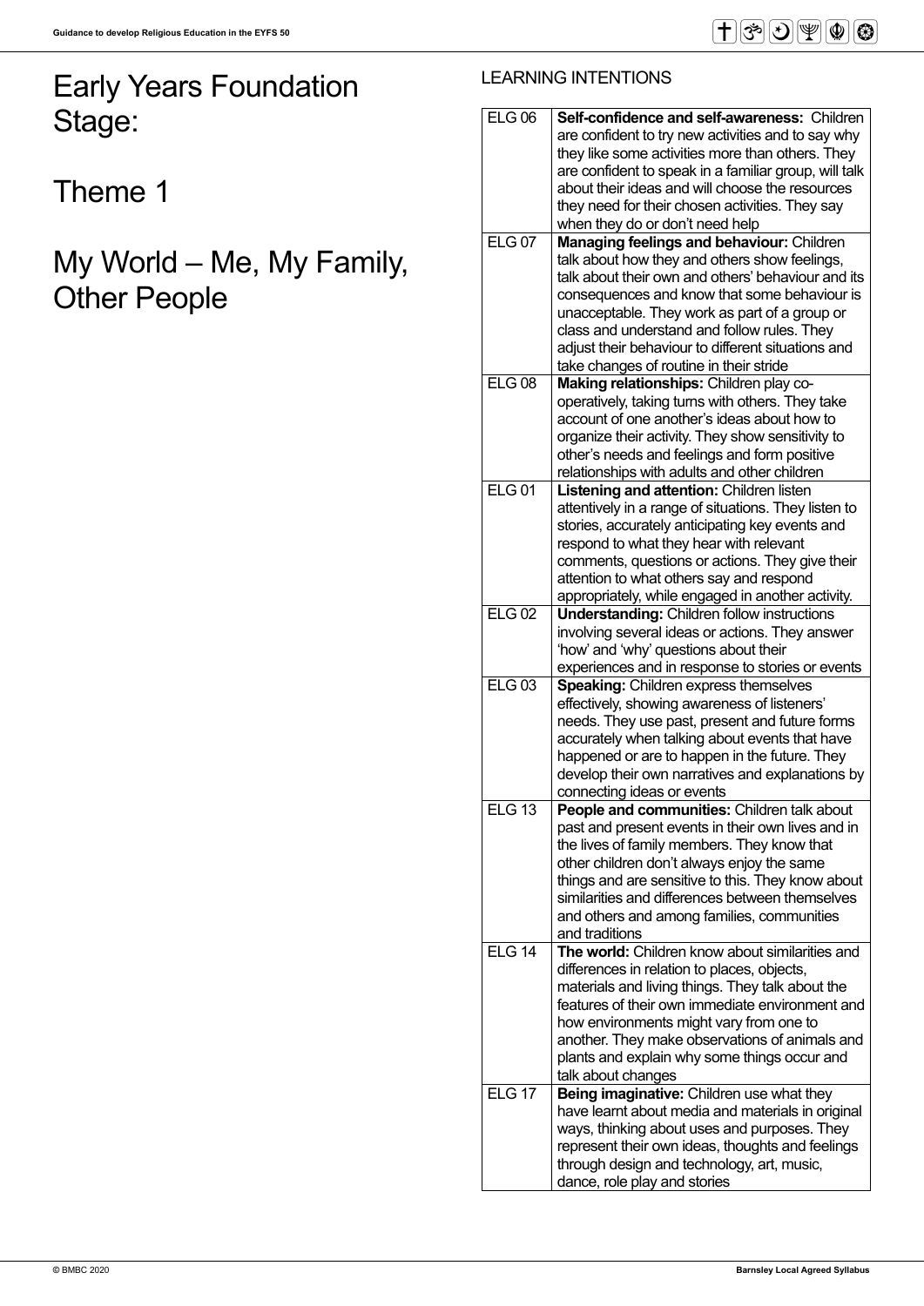# Early Years Foundation Stage:

## Theme 1

## My World – Me, My Family, Other People

LEARNING INTENTIONS

| | |
|---|---|
| ELG 06 | **Self-confidence and self-awareness:** Children are confident to try new activities and to say why they like some activities more than others. They are confident to speak in a familiar group, will talk about their ideas and will choose the resources they need for their chosen activities. They say when they do or don't need help |
| ELG 07 | **Managing feelings and behaviour:** Children talk about how they and others show feelings, talk about their own and others' behaviour and its consequences and know that some behaviour is unacceptable. They work as part of a group or class and understand and follow rules. They adjust their behaviour to different situations and take changes of routine in their stride |
| ELG 08 | **Making relationships:** Children play co-operatively, taking turns with others. They take account of one another's ideas about how to organize their activity. They show sensitivity to other's needs and feelings and form positive relationships with adults and other children |
| ELG 01 | **Listening and attention:** Children listen attentively in a range of situations. They listen to stories, accurately anticipating key events and respond to what they hear with relevant comments, questions or actions. They give their attention to what others say and respond appropriately, while engaged in another activity. |
| ELG 02 | **Understanding:** Children follow instructions involving several ideas or actions. They answer 'how' and 'why' questions about their experiences and in response to stories or events |
| ELG 03 | **Speaking:** Children express themselves effectively, showing awareness of listeners' needs. They use past, present and future forms accurately when talking about events that have happened or are to happen in the future. They develop their own narratives and explanations by connecting ideas or events |
| ELG 13 | **People and communities:** Children talk about past and present events in their own lives and in the lives of family members. They know that other children don't always enjoy the same things and are sensitive to this. They know about similarities and differences between themselves and others and among families, communities and traditions |
| ELG 14 | **The world:** Children know about similarities and differences in relation to places, objects, materials and living things. They talk about the features of their own immediate environment and how environments might vary from one to another. They make observations of animals and plants and explain why some things occur and talk about changes |
| ELG 17 | **Being imaginative:** Children use what they have learnt about media and materials in original ways, thinking about uses and purposes. They represent their own ideas, thoughts and feelings through design and technology, art, music, dance, role play and stories |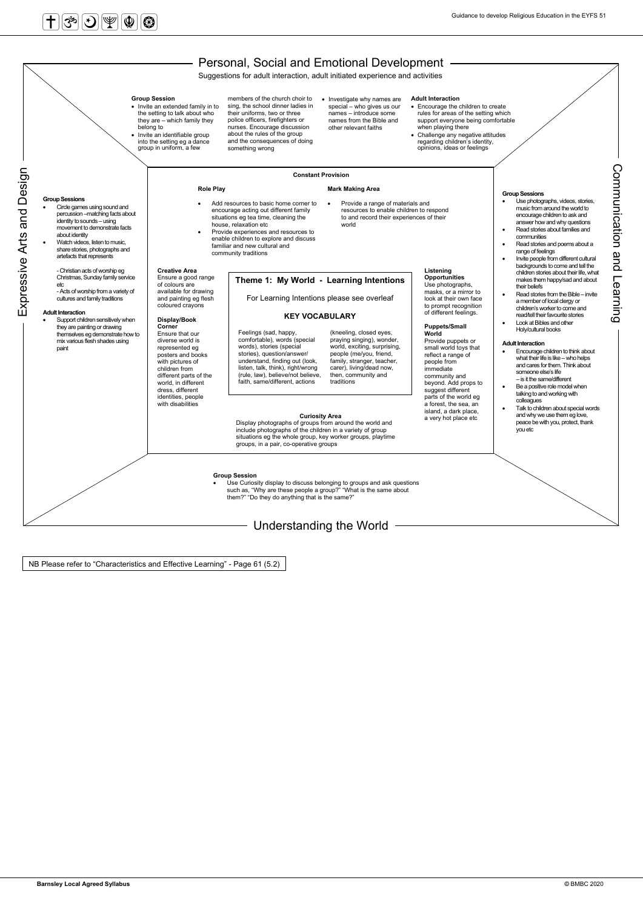## Personal, Social and Emotional Development

Suggestions for adult interaction, adult initiated experience and activities

**Group Session**

- Invite an extended family in to the setting to talk about who they are – which family they belong to
- Invite an identifiable group into the setting eg a dance group in uniform, a few members of the church choir to sing, the school dinner ladies in their uniforms, two or three police officers, firefighters or nurses. Encourage discussion about the rules of the group and the consequences of doing something wrong
- Investigate why names are special – who gives us our names – introduce some names from the Bible and other relevant faiths

**Adult Interaction**

- Encourage the children to create rules for areas of the setting which support everyone being comfortable when playing there
- Challenge any negative attitudes regarding children's identity, opinions, ideas or feelings

## Expressive Arts and Design

**Group Sessions**

- Circle games using sound and percussion –matching facts about identity to sounds – using movement to demonstrate facts about identity
- Watch videos, listen to music, share stories, photographs and artefacts that represents

  - Christian acts of worship eg Christmas, Sunday family service etc
  - Acts of worship from a variety of cultures and family traditions

**Adult Interaction**

- Support children sensitively when they are painting or drawing themselves eg demonstrate how to mix various flesh shades using paint

## Constant Provision

**Role Play**

- Add resources to basic home corner to encourage acting out different family situations eg tea time, cleaning the house, relaxation etc
- Provide experiences and resources to enable children to explore and discuss familiar and new cultural and community traditions

**Mark Making Area**

- Provide a range of materials and resources to enable children to respond to and record their experiences of their world

**Creative Area**

Ensure a good range of colours are available for drawing and painting eg flesh coloured crayons

**Display/Book Corner**

Ensure that our diverse world is represented eg posters and books with pictures of children from different parts of the world, in different dress, different identities, people with disabilities

### Theme 1: My World - Learning Intentions

For Learning Intentions please see overleaf

**KEY VOCABULARY**

Feelings (sad, happy, comfortable), words (special words), stories (special stories), question/answer/ understand, finding out (look, listen, talk, think), right/wrong (rule, law), believe/not believe, faith, same/different, actions (kneeling, closed eyes, praying singing), wonder, world, exciting, surprising, people (me/you, friend, family, stranger, teacher, carer), living/dead now, then, community and traditions

**Listening Opportunities**

Use photographs, masks, or a mirror to look at their own face to prompt recognition of different feelings.

**Puppets/Small World**

Provide puppets or small world toys that reflect a range of people from immediate community and beyond. Add props to suggest different parts of the world eg a forest, the sea, an island, a dark place, a very hot place etc

**Curiosity Area**

Display photographs of groups from around the world and include photographs of the children in a variety of group situations eg the whole group, key worker groups, playtime groups, in a pair, co-operative groups

## Communication and Learning

**Group Sessions**

- Use photographs, videos, stories, music from around the world to encourage children to ask and answer how and why questions
- Read stories about families and communities
- Read stories and poems about a range of feelings
- Invite people from different cultural backgrounds to come and tell the children stories about their life, what makes them happy/sad and about their beliefs
- Read stories from the Bible – invite a member of local clergy or children's worker to come and read/tell their favourite stories
- Look at Bibles and other Holy/cultural books

**Adult Interaction**

- Encourage children to think about what their life is like – who helps and cares for them. Think about someone else's life – is it the same/different
- Be a positive role model when talking to and working with colleagues
- Talk to children about special words and why we use them eg love, peace be with you, protect, thank you etc

## Understanding the World

**Group Session**

- Use Curiosity display to discuss belonging to groups and ask questions such as, "Why are these people a group?" "What is the same about them?" "Do they do anything that is the same?"

NB Please refer to "Characteristics and Effective Learning" - Page 61 (5.2)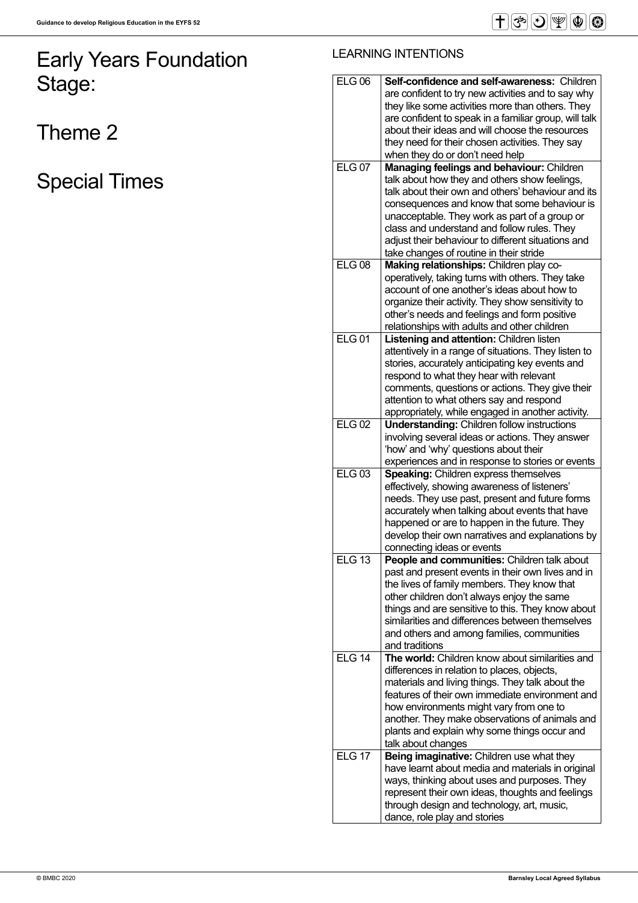# Early Years Foundation Stage:

# Theme 2

# Special Times

## LEARNING INTENTIONS

| | |
|---|---|
| ELG 06 | **Self-confidence and self-awareness:** Children are confident to try new activities and to say why they like some activities more than others. They are confident to speak in a familiar group, will talk about their ideas and will choose the resources they need for their chosen activities. They say when they do or don't need help |
| ELG 07 | **Managing feelings and behaviour:** Children talk about how they and others show feelings, talk about their own and others' behaviour and its consequences and know that some behaviour is unacceptable. They work as part of a group or class and understand and follow rules. They adjust their behaviour to different situations and take changes of routine in their stride |
| ELG 08 | **Making relationships:** Children play co-operatively, taking turns with others. They take account of one another's ideas about how to organize their activity. They show sensitivity to other's needs and feelings and form positive relationships with adults and other children |
| ELG 01 | **Listening and attention:** Children listen attentively in a range of situations. They listen to stories, accurately anticipating key events and respond to what they hear with relevant comments, questions or actions. They give their attention to what others say and respond appropriately, while engaged in another activity. |
| ELG 02 | **Understanding:** Children follow instructions involving several ideas or actions. They answer 'how' and 'why' questions about their experiences and in response to stories or events |
| ELG 03 | **Speaking:** Children express themselves effectively, showing awareness of listeners' needs. They use past, present and future forms accurately when talking about events that have happened or are to happen in the future. They develop their own narratives and explanations by connecting ideas or events |
| ELG 13 | **People and communities:** Children talk about past and present events in their own lives and in the lives of family members. They know that other children don't always enjoy the same things and are sensitive to this. They know about similarities and differences between themselves and others and among families, communities and traditions |
| ELG 14 | **The world:** Children know about similarities and differences in relation to places, objects, materials and living things. They talk about the features of their own immediate environment and how environments might vary from one to another. They make observations of animals and plants and explain why some things occur and talk about changes |
| ELG 17 | **Being imaginative:** Children use what they have learnt about media and materials in original ways, thinking about uses and purposes. They represent their own ideas, thoughts and feelings through design and technology, art, music, dance, role play and stories |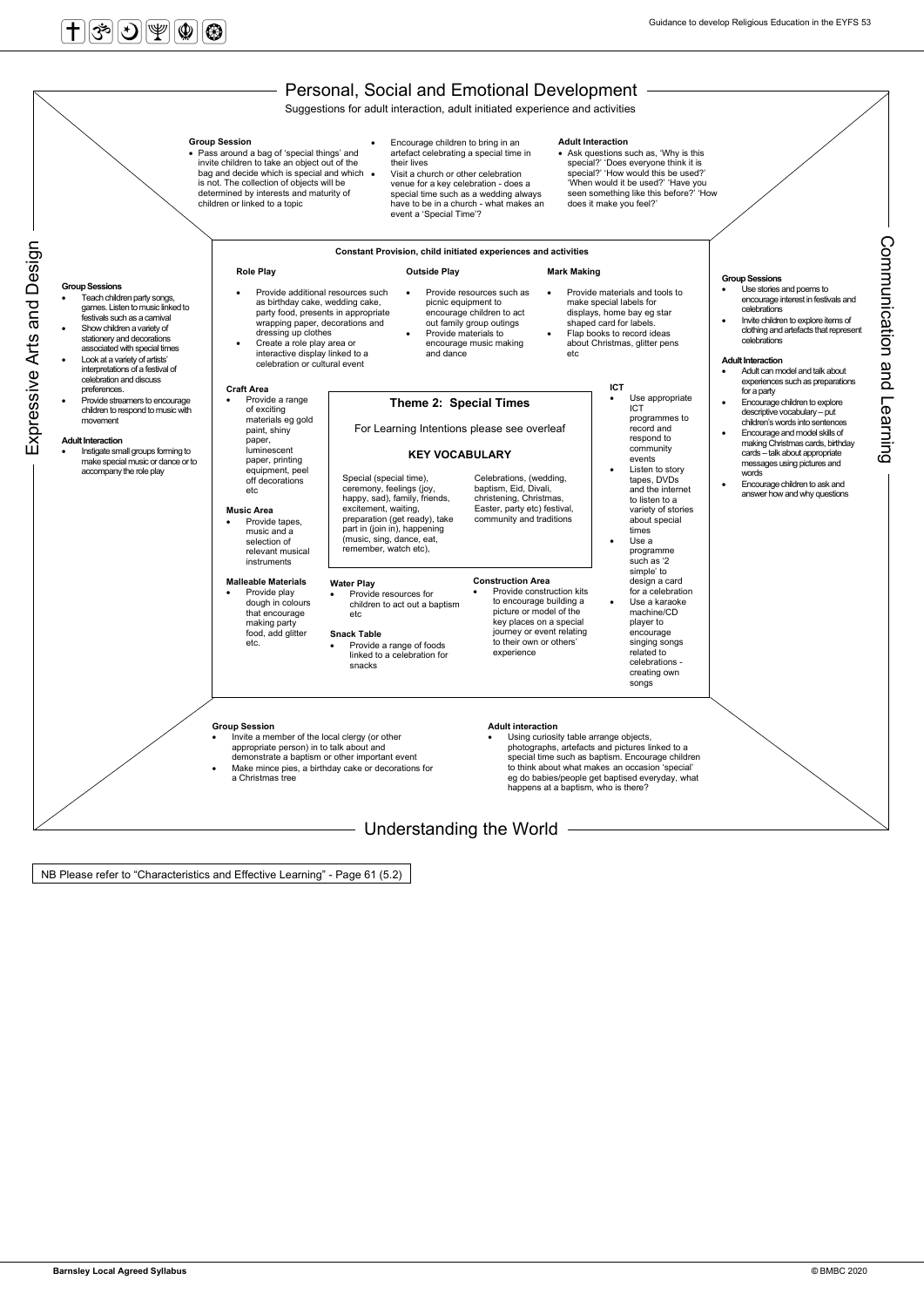# Personal, Social and Emotional Development

Suggestions for adult interaction, adult initiated experience and activities

**Group Session**

- Pass around a bag of 'special things' and invite children to take an object out of the bag and decide which is special and which is not. The collection of objects will be determined by interests and maturity of children or linked to a topic
- Encourage children to bring in an artefact celebrating a special time in their lives
- Visit a church or other celebration venue for a key celebration - does a special time such as a wedding always have to be in a church - what makes an event a 'Special Time'?

**Adult Interaction**

- Ask questions such as, 'Why is this special?' 'Does everyone think it is special?' 'How would this be used?' 'When would it be used?' 'Have you seen something like this before?' 'How does it make you feel?'

# Expressive Arts and Design

**Group Sessions**

- Teach children party songs, games. Listen to music linked to festivals such as a carnival
- Show children a variety of stationery and decorations associated with special times
- Look at a variety of artists' interpretations of a festival of celebration and discuss preferences.
- Provide streamers to encourage children to respond to music with movement

**Adult Interaction**

- Instigate small groups forming to make special music or dance or to accompany the role play

# Constant Provision, child initiated experiences and activities

**Role Play**

- Provide additional resources such as birthday cake, wedding cake, party food, presents in appropriate wrapping paper, decorations and dressing up clothes
- Create a role play area or interactive display linked to a celebration or cultural event

**Outside Play**

- Provide resources such as picnic equipment to encourage children to act out family group outings
- Provide materials to encourage music making and dance

**Mark Making**

- Provide materials and tools to make special labels for displays, home bay eg star shaped card for labels.
- Flap books to record ideas about Christmas, glitter pens etc

**Craft Area**

- Provide a range of exciting materials eg gold paint, shiny paper, luminescent paper, printing equipment, peel off decorations etc

**Music Area**

- Provide tapes, music and a selection of relevant musical instruments

**Malleable Materials**

- Provide play dough in colours that encourage making party food, add glitter etc.

**Theme 2: Special Times**

For Learning Intentions please see overleaf

**KEY VOCABULARY**

Special (special time), ceremony, feelings (joy, happy, sad), family, friends, excitement, waiting, preparation (get ready), take part in (join in), happening (music, sing, dance, eat, remember, watch etc),

Celebrations, (wedding, baptism, Eid, Divali, christening, Christmas, Easter, party etc) festival, community and traditions

**Water Play**

- Provide resources for children to act out a baptism etc

**Snack Table**

- Provide a range of foods linked to a celebration for snacks

**Construction Area**

- Provide construction kits to encourage building a picture or model of the key places on a special journey or event relating to their own or others' experience

**ICT**

- Use appropriate ICT programmes to record and respond to community events
- Listen to story tapes, DVDs and the internet to listen to a variety of stories about special times
- Use a programme such as '2 simple' to design a card for a celebration
- Use a karaoke machine/CD player to encourage singing songs related to celebrations - creating own songs

# Communication and Learning

**Group Sessions**

- Use stories and poems to encourage interest in festivals and celebrations
- Invite children to explore items of clothing and artefacts that represent celebrations

**Adult Interaction**

- Adult can model and talk about experiences such as preparations for a party
- Encourage children to explore descriptive vocabulary – put children's words into sentences
- Encourage and model skills of making Christmas cards, birthday cards – talk about appropriate messages using pictures and words
- Encourage children to ask and answer how and why questions

# Understanding the World

**Group Session**

- Invite a member of the local clergy (or other appropriate person) in to talk about and demonstrate a baptism or other important event
- Make mince pies, a birthday cake or decorations for a Christmas tree

**Adult interaction**

- Using curiosity table arrange objects, photographs, artefacts and pictures linked to a special time such as baptism. Encourage children to think about what makes an occasion 'special' eg do babies/people get baptised everyday, what happens at a baptism, who is there?

NB Please refer to "Characteristics and Effective Learning" - Page 61 (5.2)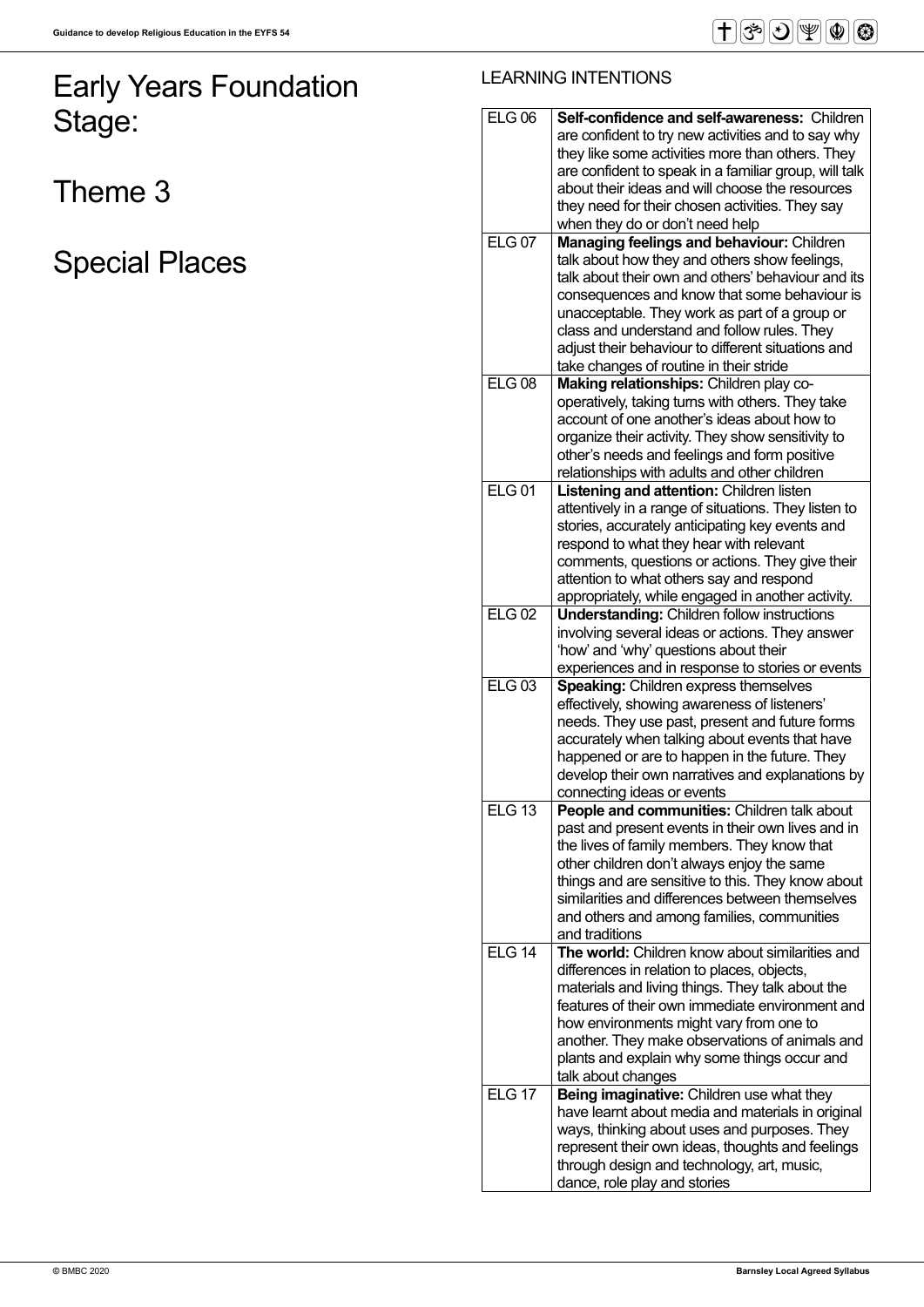# Early Years Foundation Stage:

# Theme 3

# Special Places

## LEARNING INTENTIONS

| | |
|---|---|
| ELG 06 | **Self-confidence and self-awareness:** Children are confident to try new activities and to say why they like some activities more than others. They are confident to speak in a familiar group, will talk about their ideas and will choose the resources they need for their chosen activities. They say when they do or don't need help |
| ELG 07 | **Managing feelings and behaviour:** Children talk about how they and others show feelings, talk about their own and others' behaviour and its consequences and know that some behaviour is unacceptable. They work as part of a group or class and understand and follow rules. They adjust their behaviour to different situations and take changes of routine in their stride |
| ELG 08 | **Making relationships:** Children play co-operatively, taking turns with others. They take account of one another's ideas about how to organize their activity. They show sensitivity to other's needs and feelings and form positive relationships with adults and other children |
| ELG 01 | **Listening and attention:** Children listen attentively in a range of situations. They listen to stories, accurately anticipating key events and respond to what they hear with relevant comments, questions or actions. They give their attention to what others say and respond appropriately, while engaged in another activity. |
| ELG 02 | **Understanding:** Children follow instructions involving several ideas or actions. They answer 'how' and 'why' questions about their experiences and in response to stories or events |
| ELG 03 | **Speaking:** Children express themselves effectively, showing awareness of listeners' needs. They use past, present and future forms accurately when talking about events that have happened or are to happen in the future. They develop their own narratives and explanations by connecting ideas or events |
| ELG 13 | **People and communities:** Children talk about past and present events in their own lives and in the lives of family members. They know that other children don't always enjoy the same things and are sensitive to this. They know about similarities and differences between themselves and others and among families, communities and traditions |
| ELG 14 | **The world:** Children know about similarities and differences in relation to places, objects, materials and living things. They talk about the features of their own immediate environment and how environments might vary from one to another. They make observations of animals and plants and explain why some things occur and talk about changes |
| ELG 17 | **Being imaginative:** Children use what they have learnt about media and materials in original ways, thinking about uses and purposes. They represent their own ideas, thoughts and feelings through design and technology, art, music, dance, role play and stories |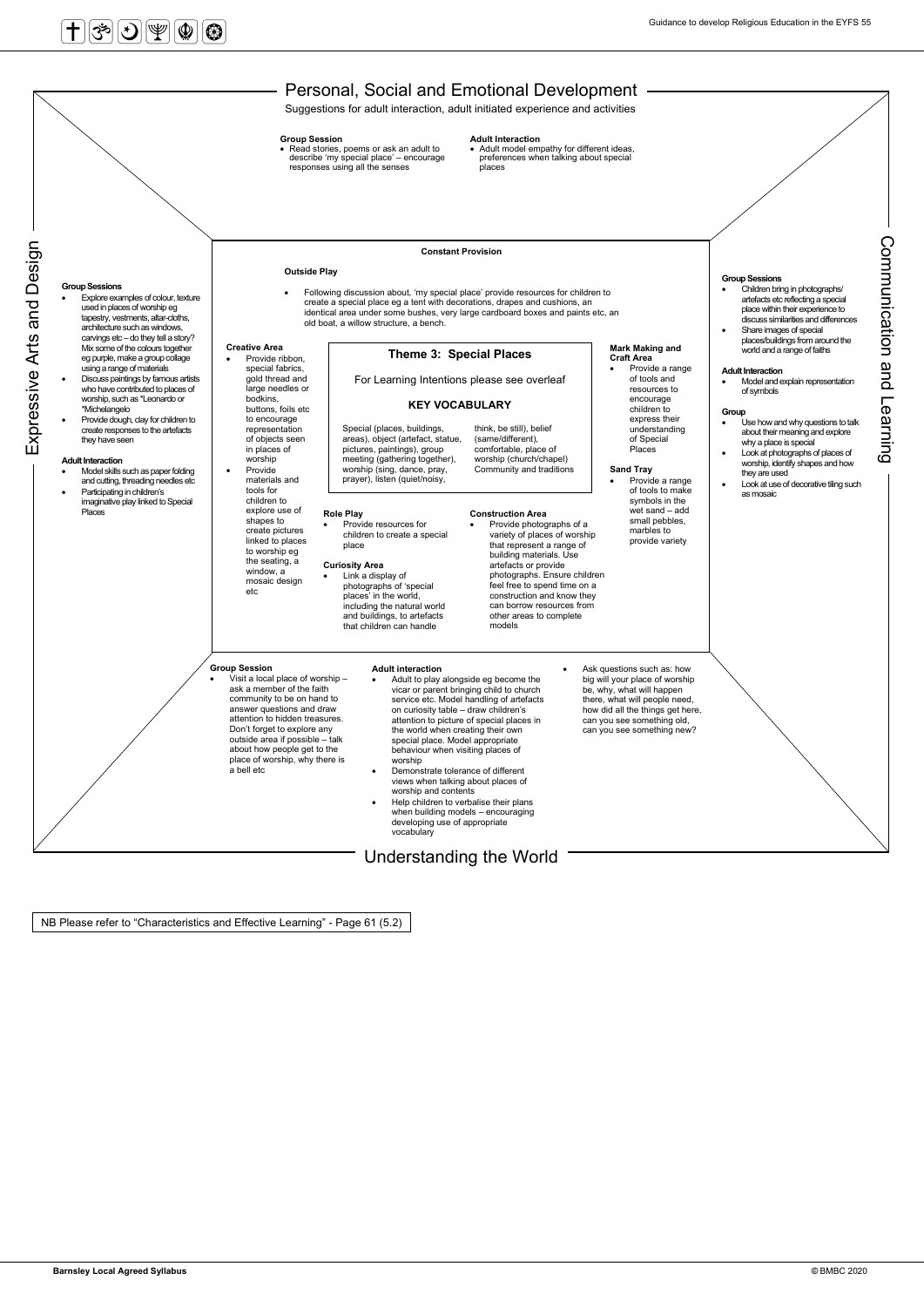# Personal, Social and Emotional Development

Suggestions for adult interaction, adult initiated experience and activities

**Group Session**

- Read stories, poems or ask an adult to describe 'my special place' – encourage responses using all the senses

**Adult Interaction**

- Adult model empathy for different ideas, preferences when talking about special places

# Expressive Arts and Design

**Group Sessions**

- Explore examples of colour, texture used in places of worship eg tapestry, vestments, altar-cloths, architecture such as windows, carvings etc – do they tell a story? Mix some of the colours together eg purple, make a group collage using a range of materials
- Discuss paintings by famous artists who have contributed to places of worship, such as *Leonardo or *Michelangelo
- Provide dough, clay for children to create responses to the artefacts they have seen

**Adult Interaction**

- Model skills such as paper folding and cutting, threading needles etc
- Participating in children's imaginative play linked to Special Places

## Constant Provision

**Outside Play**

- Following discussion about, 'my special place' provide resources for children to create a special place eg a tent with decorations, drapes and cushions, an identical area under some bushes, very large cardboard boxes and paints etc, an old boat, a willow structure, a bench.

**Creative Area**

- Provide ribbon, special fabrics, gold thread and large needles or bodkins, buttons, foils etc to encourage representation of objects seen in places of worship
- Provide materials and tools for children to explore use of shapes to create pictures linked to places to worship eg the seating, a window, a mosaic design etc

### Theme 3: Special Places

For Learning Intentions please see overleaf

**KEY VOCABULARY**

Special (places, buildings, areas), object (artefact, statue, pictures, paintings), group meeting (gathering together), worship (sing, dance, pray, prayer), listen (quiet/noisy, think, be still), belief (same/different), comfortable, place of worship (church/chapel) Community and traditions

**Mark Making and Craft Area**

- Provide a range of tools and resources to encourage children to express their understanding of Special Places

**Sand Tray**

- Provide a range of tools to make symbols in the wet sand – add small pebbles, marbles to provide variety

**Role Play**

- Provide resources for children to create a special place

**Curiosity Area**

- Link a display of photographs of 'special places' in the world, including the natural world and buildings, to artefacts that children can handle

**Construction Area**

- Provide photographs of a variety of places of worship that represent a range of building materials. Use artefacts or provide photographs. Ensure children feel free to spend time on a construction and know they can borrow resources from other areas to complete models

# Communication and Learning

**Group Sessions**

- Children bring in photographs/ artefacts etc reflecting a special place within their experience to discuss similarities and differences
- Share images of special places/buildings from around the world and a range of faiths

**Adult Interaction**

- Model and explain representation of symbols

**Group**

- Use how and why questions to talk about their meaning and explore why a place is special
- Look at photographs of places of worship, identify shapes and how they are used
- Look at use of decorative tiling such as mosaic

# Understanding the World

**Group Session**

- Visit a local place of worship – ask a member of the faith community to be on hand to answer questions and draw attention to hidden treasures. Don't forget to explore any outside area if possible – talk about how people get to the place of worship, why there is a bell etc

**Adult interaction**

- Adult to play alongside eg become the vicar or parent bringing child to church service etc. Model handling of artefacts on curiosity table – draw children's attention to picture of special places in the world when creating their own special place. Model appropriate behaviour when visiting places of worship
- Demonstrate tolerance of different views when talking about places of worship and contents
- Help children to verbalise their plans when building models – encouraging developing use of appropriate vocabulary
- Ask questions such as: how big will your place of worship be, why, what will happen there, what will people need, how did all the things get here, can you see something old, can you see something new?

NB Please refer to "Characteristics and Effective Learning" - Page 61 (5.2)